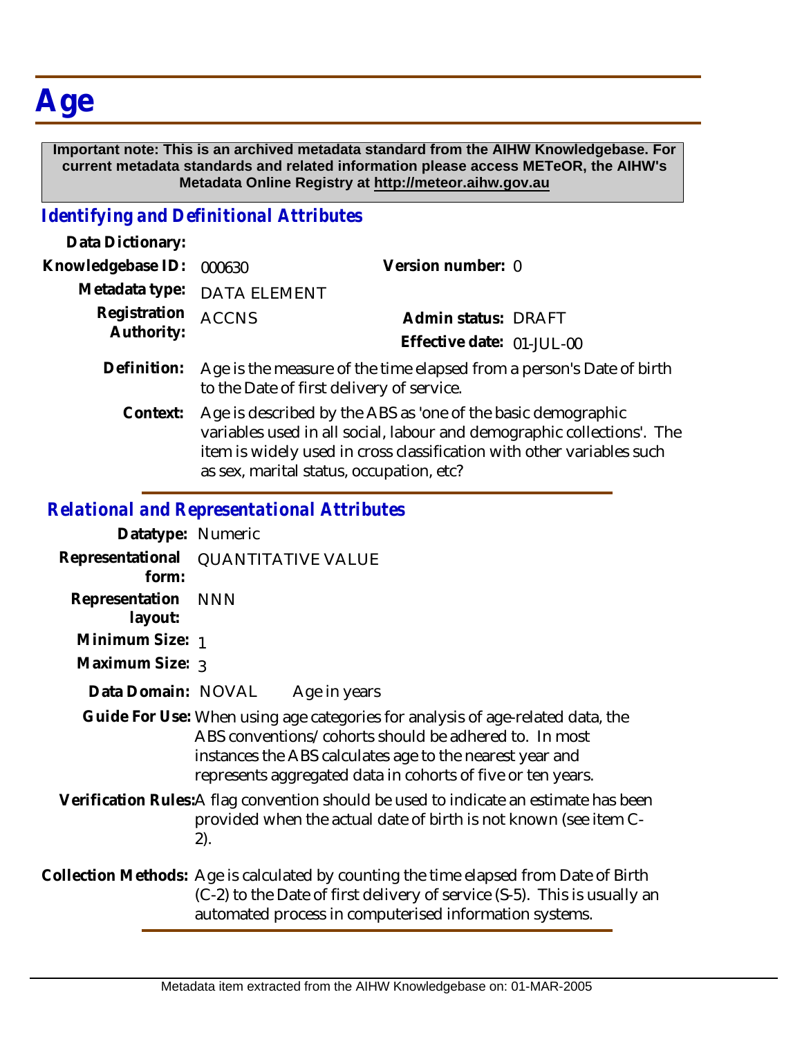# Age

**Important note: This is an archived metadata standard from the AIHW Knowledgebase. For current metadata standards and related information please access METeOR, the AIHW's Metadata Online Registry at http://meteor.aihw.gov.au**

## *Identifying and Definitional Attributes*

**Data Dictionary:**

**Knowledgebase ID:** 000630 **Version number:** 0

**Metadata type:** DATA ELEMENT

**Registration Authority:** ACCNS **Admin status:** DRAFT

**Effective date:** 01-JUL-00

**Definition:** Age is the measure of the time elapsed from a person's Date of birth to the Date of first delivery of service.

**Context:** Age is described by the ABS as 'one of the basic demographic variables used in all social, labour and demographic collections'. The item is widely used in cross classification with other variables such as sex, marital status, occupation, etc?

## *Relational and Representational Attributes*

**Datatype:** Numeric

**Representational form:** QUANTITATIVE VALUE

**Representation layout:** NNN

**Minimum Size:** 1

**Maximum Size:** 3

**Data Domain:** NOVAL Age in years

**Guide For Use:** When using age categories for analysis of age-related data, the ABS conventions/cohorts should be adhered to. In most instances the ABS calculates age to the nearest year and represents aggregated data in cohorts of five or ten years.

**Verification Rules:** A flag convention should be used to indicate an estimate has been provided when the actual date of birth is not known (see item C-2).

**Collection Methods:** Age is calculated by counting the time elapsed from Date of Birth (C-2) to the Date of first delivery of service (S-5). This is usually an automated process in computerised information systems.

Metadata item extracted from the AIHW Knowledgebase on: 01-MAR-2005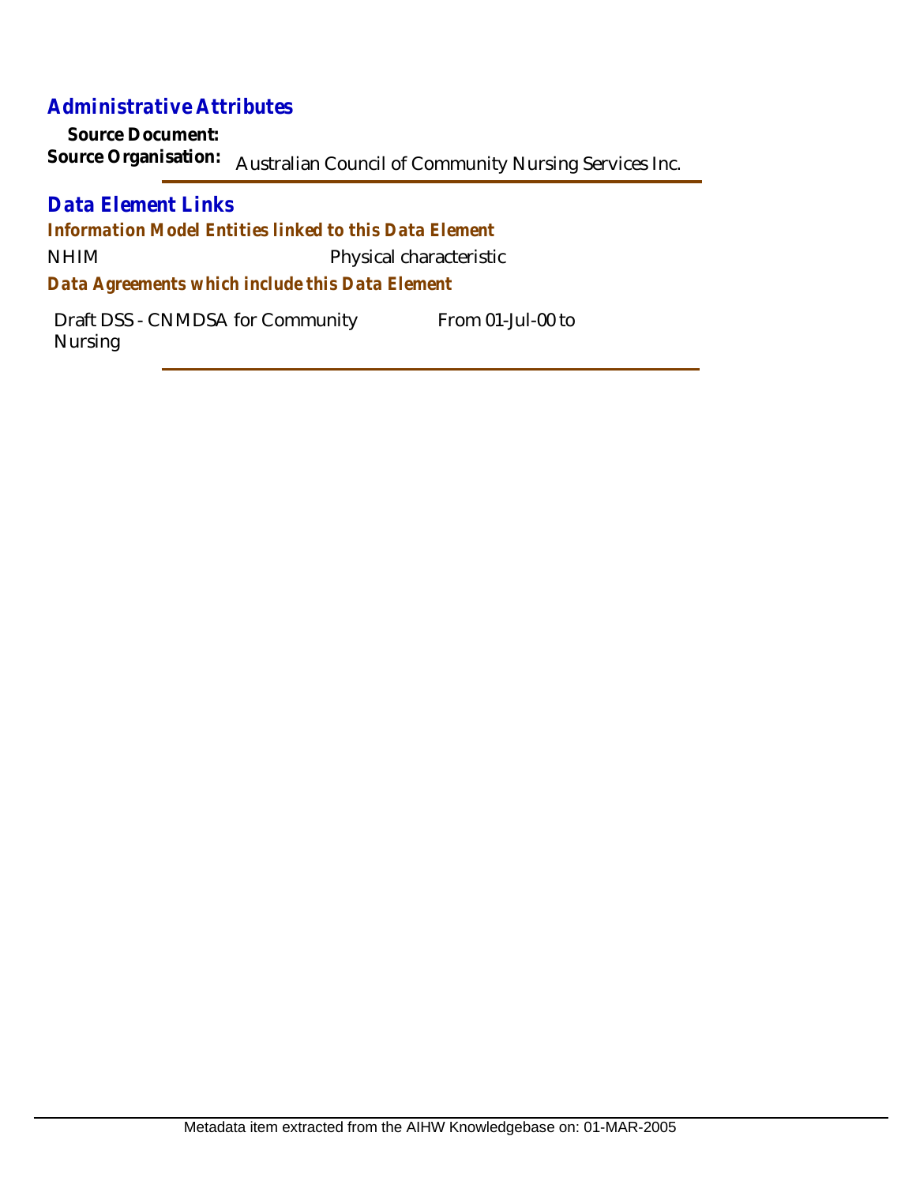## Administrative Attributes

**Source Document:**

**Source Organisation:** Australian Council of Community Nursing Services Inc.

## Data Element Links

### *Information Model Entities linked to this Data Element*

| | |
|---|---|
| NHIM | Physical characteristic |

### *Data Agreements which include this Data Element*

| | |
|---|---|
| Draft DSS - CNMDSA for Community Nursing | From 01-Jul-00 to |

Metadata item extracted from the AIHW Knowledgebase on: 01-MAR-2005